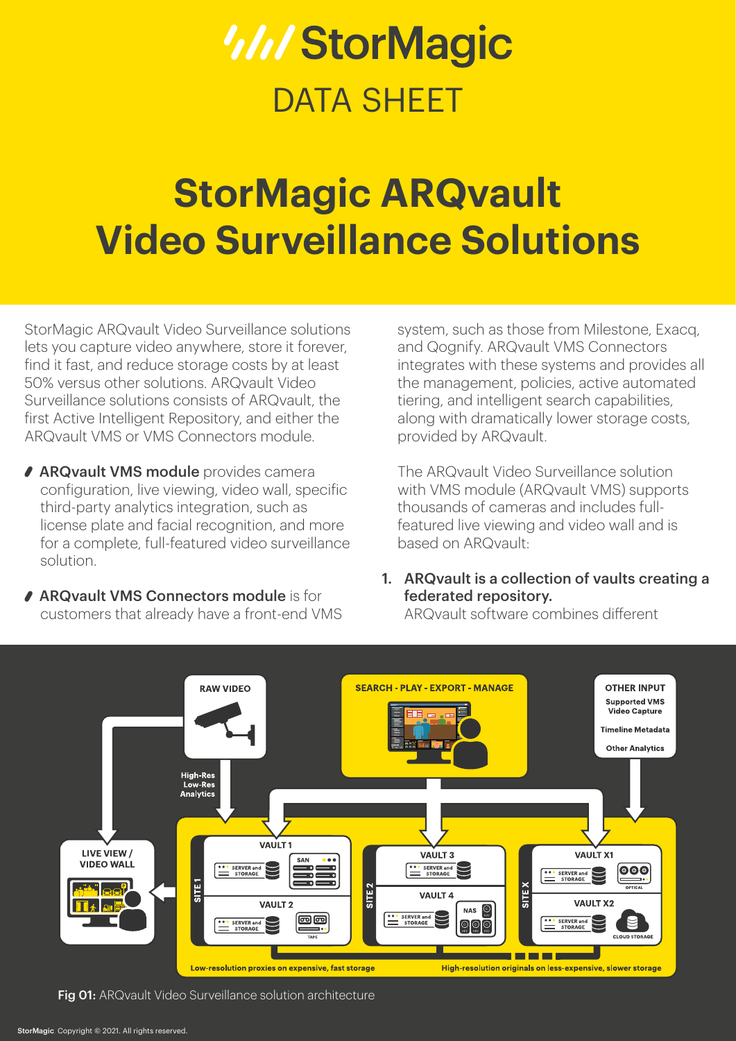# StorMagic

DATA SHEET

# StorMagic ARQvault Video Surveillance Solutions

StorMagic ARQvault Video Surveillance solutions lets you capture video anywhere, store it forever, find it fast, and reduce storage costs by at least 50% versus other solutions. ARQvault Video Surveillance solutions consists of ARQvault, the first Active Intelligent Repository, and either the ARQvault VMS or VMS Connectors module.

- **ARQvault VMS module** provides camera configuration, live viewing, video wall, specific third-party analytics integration, such as license plate and facial recognition, and more for a complete, full-featured video surveillance solution.
- **ARQvault VMS Connectors module** is for customers that already have a front-end VMS system, such as those from Milestone, Exacq, and Qognify. ARQvault VMS Connectors integrates with these systems and provides all the management, policies, active automated tiering, and intelligent search capabilities, along with dramatically lower storage costs, provided by ARQvault.

The ARQvault Video Surveillance solution with VMS module (ARQvault VMS) supports thousands of cameras and includes full-featured live viewing and video wall and is based on ARQvault:

1. **ARQvault is a collection of vaults creating a federated repository.**
   ARQvault software combines different

**Fig 01:** ARQvault Video Surveillance solution architecture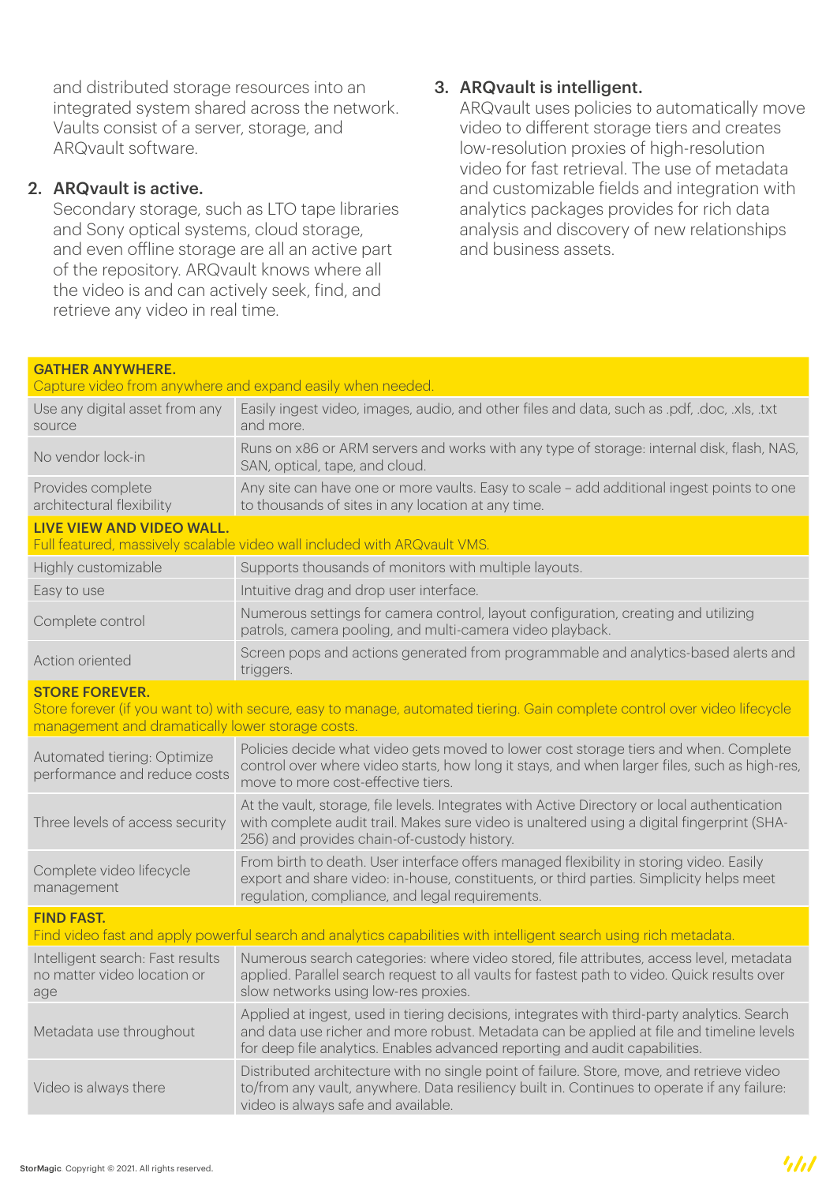and distributed storage resources into an integrated system shared across the network. Vaults consist of a server, storage, and ARQvault software.

2. **ARQvault is active.**
   Secondary storage, such as LTO tape libraries and Sony optical systems, cloud storage, and even offline storage are all an active part of the repository. ARQvault knows where all the video is and can actively seek, find, and retrieve any video in real time.

3. **ARQvault is intelligent.**
   ARQvault uses policies to automatically move video to different storage tiers and creates low-resolution proxies of high-resolution video for fast retrieval. The use of metadata and customizable fields and integration with analytics packages provides for rich data analysis and discovery of new relationships and business assets.

| **GATHER ANYWHERE.** Capture video from anywhere and expand easily when needed. | |
|---|---|
| Use any digital asset from any source | Easily ingest video, images, audio, and other files and data, such as .pdf, .doc, .xls, .txt and more. |
| No vendor lock-in | Runs on x86 or ARM servers and works with any type of storage: internal disk, flash, NAS, SAN, optical, tape, and cloud. |
| Provides complete architectural flexibility | Any site can have one or more vaults. Easy to scale – add additional ingest points to one to thousands of sites in any location at any time. |
| **LIVE VIEW AND VIDEO WALL.** Full featured, massively scalable video wall included with ARQvault VMS. | |
| Highly customizable | Supports thousands of monitors with multiple layouts. |
| Easy to use | Intuitive drag and drop user interface. |
| Complete control | Numerous settings for camera control, layout configuration, creating and utilizing patrols, camera pooling, and multi-camera video playback. |
| Action oriented | Screen pops and actions generated from programmable and analytics-based alerts and triggers. |
| **STORE FOREVER.** Store forever (if you want to) with secure, easy to manage, automated tiering. Gain complete control over video lifecycle management and dramatically lower storage costs. | |
| Automated tiering: Optimize performance and reduce costs | Policies decide what video gets moved to lower cost storage tiers and when. Complete control over where video starts, how long it stays, and when larger files, such as high-res, move to more cost-effective tiers. |
| Three levels of access security | At the vault, storage, file levels. Integrates with Active Directory or local authentication with complete audit trail. Makes sure video is unaltered using a digital fingerprint (SHA-256) and provides chain-of-custody history. |
| Complete video lifecycle management | From birth to death. User interface offers managed flexibility in storing video. Easily export and share video: in-house, constituents, or third parties. Simplicity helps meet regulation, compliance, and legal requirements. |
| **FIND FAST.** Find video fast and apply powerful search and analytics capabilities with intelligent search using rich metadata. | |
| Intelligent search: Fast results no matter video location or age | Numerous search categories: where video stored, file attributes, access level, metadata applied. Parallel search request to all vaults for fastest path to video. Quick results over slow networks using low-res proxies. |
| Metadata use throughout | Applied at ingest, used in tiering decisions, integrates with third-party analytics. Search and data use richer and more robust. Metadata can be applied at file and timeline levels for deep file analytics. Enables advanced reporting and audit capabilities. |
| Video is always there | Distributed architecture with no single point of failure. Store, move, and retrieve video to/from any vault, anywhere. Data resiliency built in. Continues to operate if any failure: video is always safe and available. |

StorMagic Copyright © 2021. All rights reserved.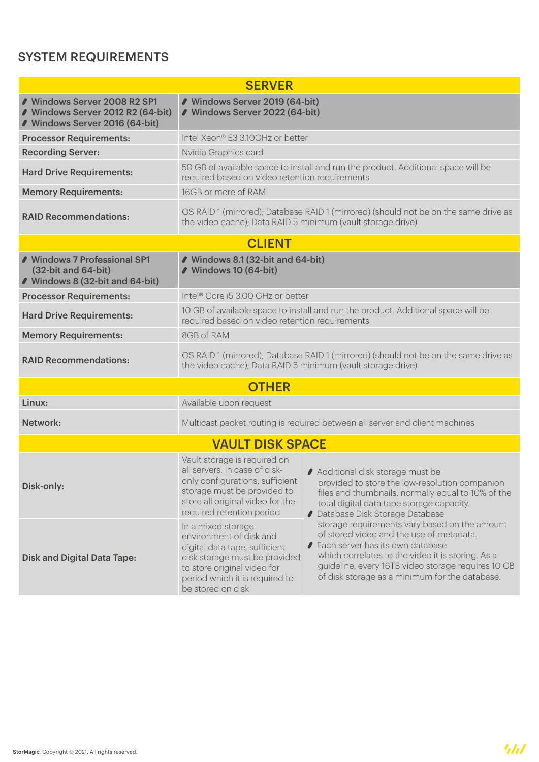## SYSTEM REQUIREMENTS

| SERVER | | |
|---|---|---|
| **Windows Server 2008 R2 SP1**<br>**Windows Server 2012 R2 (64-bit)**<br>**Windows Server 2016 (64-bit)** | **Windows Server 2019 (64-bit)**<br>**Windows Server 2022 (64-bit)** | |
| **Processor Requirements:** | Intel Xeon® E3 3.10GHz or better | |
| **Recording Server:** | Nvidia Graphics card | |
| **Hard Drive Requirements:** | 50 GB of available space to install and run the product. Additional space will be required based on video retention requirements | |
| **Memory Requirements:** | 16GB or more of RAM | |
| **RAID Recommendations:** | OS RAID 1 (mirrored); Database RAID 1 (mirrored) (should not be on the same drive as the video cache); Data RAID 5 minimum (vault storage drive) | |
| **CLIENT** | | |
| **Windows 7 Professional SP1 (32-bit and 64-bit)**<br>**Windows 8 (32-bit and 64-bit)** | **Windows 8.1 (32-bit and 64-bit)**<br>**Windows 10 (64-bit)** | |
| **Processor Requirements:** | Intel® Core i5 3.00 GHz or better | |
| **Hard Drive Requirements:** | 10 GB of available space to install and run the product. Additional space will be required based on video retention requirements | |
| **Memory Requirements:** | 8GB of RAM | |
| **RAID Recommendations:** | OS RAID 1 (mirrored); Database RAID 1 (mirrored) (should not be on the same drive as the video cache); Data RAID 5 minimum (vault storage drive) | |
| **OTHER** | | |
| **Linux:** | Available upon request | |
| **Network:** | Multicast packet routing is required between all server and client machines | |
| **VAULT DISK SPACE** | | |
| **Disk-only:** | Vault storage is required on all servers. In case of disk-only configurations, sufficient storage must be provided to store all original video for the required retention period | Additional disk storage must be provided to store the low-resolution companion files and thumbnails, normally equal to 10% of the total digital data tape storage capacity.<br>Database Disk Storage Database storage requirements vary based on the amount of stored video and the use of metadata.<br>Each server has its own database which correlates to the video it is storing. As a guideline, every 16TB video storage requires 10 GB of disk storage as a minimum for the database. |
| **Disk and Digital Data Tape:** | In a mixed storage environment of disk and digital data tape, sufficient disk storage must be provided to store original video for period which it is required to be stored on disk | |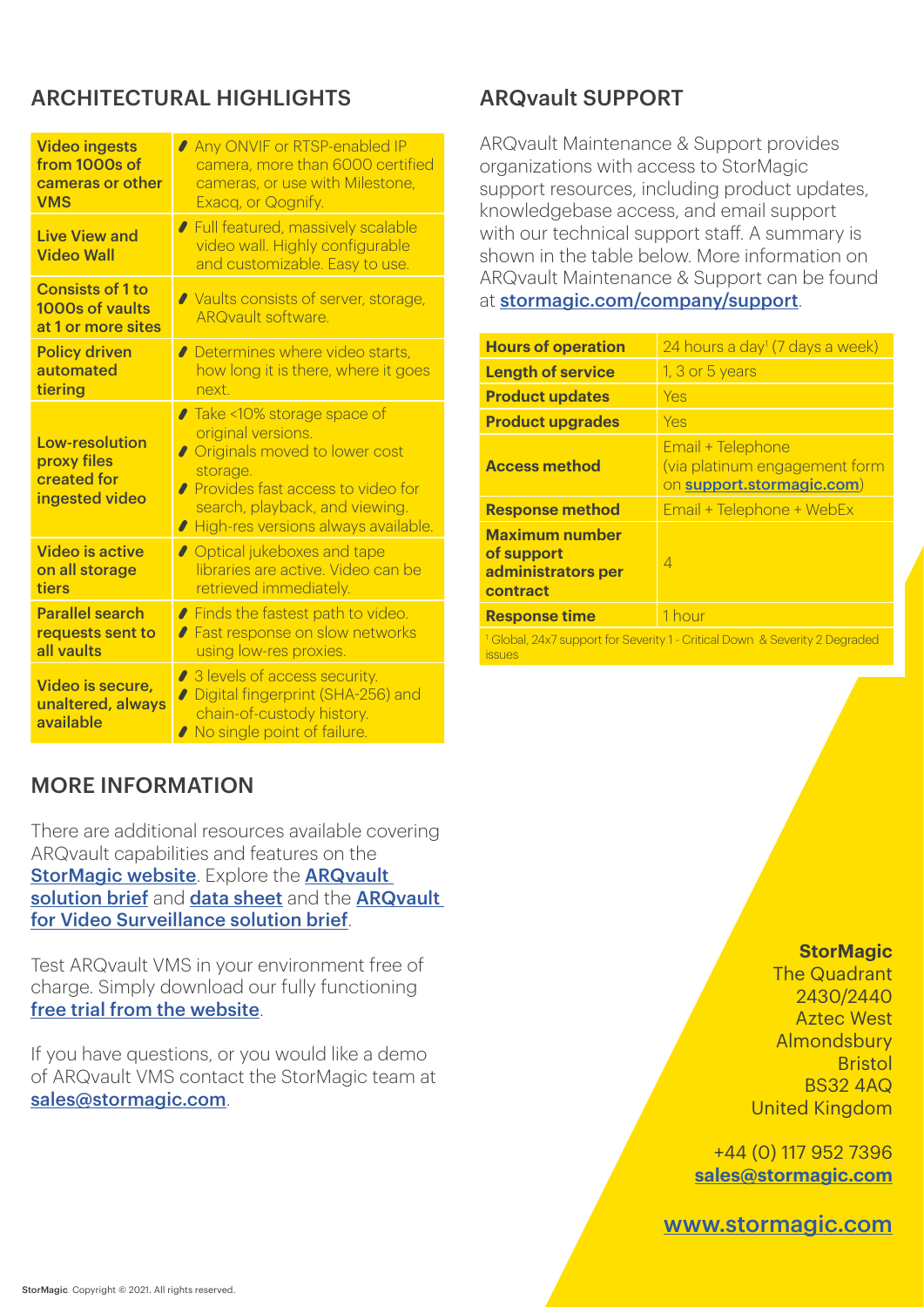## ARCHITECTURAL HIGHLIGHTS

| | |
|---|---|
| **Video ingests from 1000s of cameras or other VMS** | Any ONVIF or RTSP-enabled IP camera, more than 6000 certified cameras, or use with Milestone, Exacq, or Qognify. |
| **Live View and Video Wall** | Full featured, massively scalable video wall. Highly configurable and customizable. Easy to use. |
| **Consists of 1 to 1000s of vaults at 1 or more sites** | Vaults consists of server, storage, ARQvault software. |
| **Policy driven automated tiering** | Determines where video starts, how long it is there, where it goes next. |
| **Low-resolution proxy files created for ingested video** | Take <10% storage space of original versions.<br>Originals moved to lower cost storage.<br>Provides fast access to video for search, playback, and viewing.<br>High-res versions always available. |
| **Video is active on all storage tiers** | Optical jukeboxes and tape libraries are active. Video can be retrieved immediately. |
| **Parallel search requests sent to all vaults** | Finds the fastest path to video.<br>Fast response on slow networks using low-res proxies. |
| **Video is secure, unaltered, always available** | 3 levels of access security.<br>Digital fingerprint (SHA-256) and chain-of-custody history.<br>No single point of failure. |

## MORE INFORMATION

There are additional resources available covering ARQvault capabilities and features on the **StorMagic website**. Explore the **ARQvault solution brief** and **data sheet** and the **ARQvault for Video Surveillance solution brief**.

Test ARQvault VMS in your environment free of charge. Simply download our fully functioning **free trial from the website**.

If you have questions, or you would like a demo of ARQvault VMS contact the StorMagic team at **sales@stormagic.com**.

## ARQvault SUPPORT

ARQvault Maintenance & Support provides organizations with access to StorMagic support resources, including product updates, knowledgebase access, and email support with our technical support staff. A summary is shown in the table below. More information on ARQvault Maintenance & Support can be found at **stormagic.com/company/support**.

| | |
|---|---|
| **Hours of operation** | 24 hours a day[1] (7 days a week) |
| **Length of service** | 1, 3 or 5 years |
| **Product updates** | Yes |
| **Product upgrades** | Yes |
| **Access method** | Email + Telephone (via platinum engagement form on **support.stormagic.com**) |
| **Response method** | Email + Telephone + WebEx |
| **Maximum number of support administrators per contract** | 4 |
| **Response time** | 1 hour |

[1] Global, 24x7 support for Severity 1 - Critical Down & Severity 2 Degraded issues

**StorMagic**
The Quadrant
2430/2440
Aztec West
Almondsbury
Bristol
BS32 4AQ
United Kingdom

+44 (0) 117 952 7396
**sales@stormagic.com**

**www.stormagic.com**

StorMagic Copyright © 2021. All rights reserved.